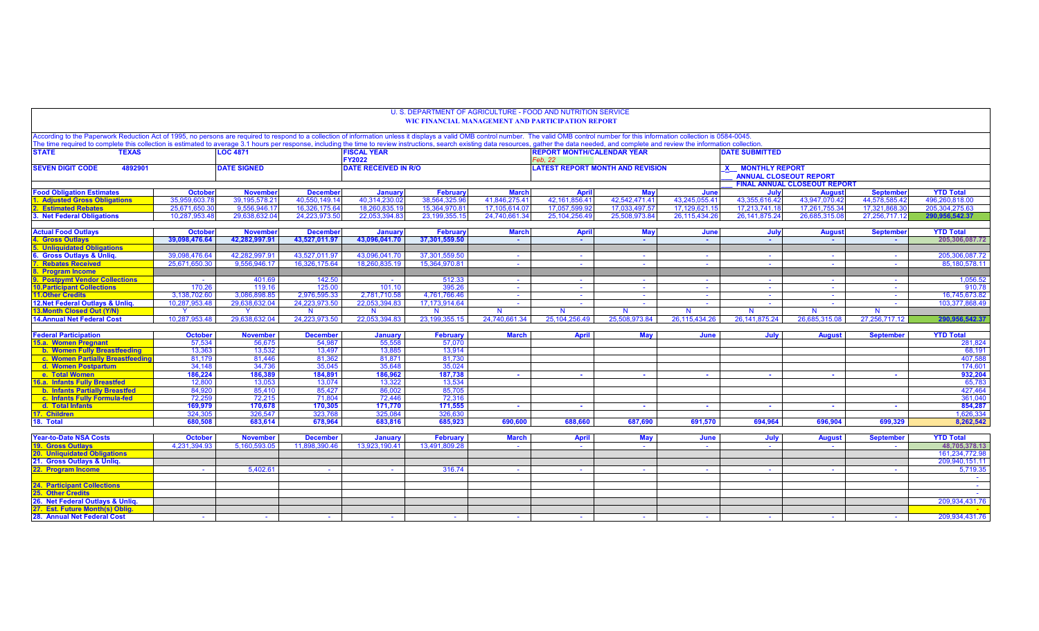# U. S. DEPARTMENT OF AGRICULTURE - FOOD AND NUTRITION SERVICE

## WIC FINANCIAL MANAGEMENT AND PARTICIPATION REPORT

According to the Paperwork Reduction Act of 1995, no persons are required to respond to a collection of information unless it displays a valid OMB control number. The valid OMB control number for this information collection is 0584-0045.
The time required to complete this collection is estimated to average 3.1 hours per response, including the time to review instructions, search existing data resources, gather the data needed, and complete and review the information collection.

| STATE TEXAS | LOC 4871 | FISCAL YEAR FY2022 | REPORT MONTH/CALENDAR YEAR Feb, 22 | DATE SUBMITTED |
|---|---|---|---|---|
| SEVEN DIGIT CODE 4892901 | DATE SIGNED | DATE RECEIVED IN R/O | LATEST REPORT MONTH AND REVISION | X MONTHLY REPORT<br>___ ANNUAL CLOSEOUT REPORT<br>___ FINAL ANNUAL CLOSEOUT REPORT |

| Food Obligation Estimates | October | November | December | January | February | March | April | May | June | July | August | September | YTD Total |
|---|---|---|---|---|---|---|---|---|---|---|---|---|---|
| 1. Adjusted Gross Obligations | 35,959,603.78 | 39,195,578.21 | 40,550,149.14 | 40,314,230.02 | 38,564,325.96 | 41,846,275.41 | 42,161,856.41 | 42,542,471.41 | 43,245,055.41 | 43,355,616.42 | 43,947,070.42 | 44,578,585.42 | 496,260,818.00 |
| 2. Estimated Rebates | 25,671,650.30 | 9,556,946.17 | 16,326,175.64 | 18,260,835.19 | 15,364,970.81 | 17,105,614.07 | 17,057,599.92 | 17,033,497.57 | 17,129,621.15 | 17,213,741.18 | 17,261,755.34 | 17,321,868.30 | 205,304,275.63 |
| 3. Net Federal Obligations | 10,287,953.48 | 29,638,632.04 | 24,223,973.50 | 22,053,394.83 | 23,199,355.15 | 24,740,661.34 | 25,104,256.49 | 25,508,973.84 | 26,115,434.26 | 26,141,875.24 | 26,685,315.08 | 27,256,717.12 | 290,956,542.37 |

| Actual Food Outlays | October | November | December | January | February | March | April | May | June | July | August | September | YTD Total |
|---|---|---|---|---|---|---|---|---|---|---|---|---|---|
| 4. Gross Outlays | 39,098,476.64 | 42,282,997.91 | 43,527,011.97 | 43,096,041.70 | 37,301,559.50 | - | - | - | - | - | - | - | 205,306,087.72 |
| 5. Unliquidated Obligations | | | | | | | | | | | | | |
| 6. Gross Outlays & Unliq. | 39,098,476.64 | 42,282,997.91 | 43,527,011.97 | 43,096,041.70 | 37,301,559.50 | - | - | - | - | - | - | - | 205,306,087.72 |
| 7. Rebates Received | 25,671,650.30 | 9,556,946.17 | 16,326,175.64 | 18,260,835.19 | 15,364,970.81 | - | - | - | - | - | - | - | 85,180,578.11 |
| 8. Program Income | | | | | | | | | | | | | |
| 9. Postpymt Vendor Collections | - | 401.69 | 142.50 | - | 512.33 | - | - | - | - | - | - | - | 1,056.52 |
| 10.Participant Collections | 170.26 | 119.16 | 125.00 | 101.10 | 395.26 | - | - | - | - | - | - | - | 910.78 |
| 11.Other Credits | 3,138,702.60 | 3,086,898.85 | 2,976,595.33 | 2,781,710.58 | 4,761,766.46 | - | - | - | - | - | - | - | 16,745,673.82 |
| 12.Net Federal Outlays & Unliq. | 10,287,953.48 | 29,638,632.04 | 24,223,973.50 | 22,053,394.83 | 17,173,914.64 | - | - | - | - | - | - | - | 103,377,868.49 |
| 13.Month Closed Out (Y/N) | Y | Y | N | N | N | N | N | N | N | N | N | N | |
| 14.Annual Net Federal Cost | 10,287,953.48 | 29,638,632.04 | 24,223,973.50 | 22,053,394.83 | 23,199,355.15 | 24,740,661.34 | 25,104,256.49 | 25,508,973.84 | 26,115,434.26 | 26,141,875.24 | 26,685,315.08 | 27,256,717.12 | 290,956,542.37 |

| Federal Participation | October | November | December | January | February | March | April | May | June | July | August | September | YTD Total |
|---|---|---|---|---|---|---|---|---|---|---|---|---|---|
| 15.a. Women Pregnant | 57,534 | 56,675 | 54,987 | 55,558 | 57,070 | | | | | | | | 281,824 |
| b. Women Fully Breastfeeding | 13,363 | 13,532 | 13,497 | 13,885 | 13,914 | | | | | | | | 68,191 |
| c. Women Partially Breastfeeding | 81,179 | 81,446 | 81,362 | 81,871 | 81,730 | | | | | | | | 407,588 |
| d. Women Postpartum | 34,148 | 34,736 | 35,045 | 35,648 | 35,024 | | | | | | | | 174,601 |
| e. Total Women | 186,224 | 186,389 | 184,891 | 186,962 | 187,738 | - | - | - | - | - | - | - | 932,204 |
| 16.a. Infants Fully Breastfed | 12,800 | 13,053 | 13,074 | 13,322 | 13,534 | | | | | | | | 65,783 |
| b. Infants Partially Breastfed | 84,920 | 85,410 | 85,427 | 86,002 | 85,705 | | | | | | | | 427,464 |
| c. Infants Fully Formula-fed | 72,259 | 72,215 | 71,804 | 72,446 | 72,316 | | | | | | | | 361,040 |
| d. Total Infants | 169,979 | 170,678 | 170,305 | 171,770 | 171,555 | - | - | - | - | - | - | - | 854,287 |
| 17. Children | 324,305 | 326,547 | 323,768 | 325,084 | 326,630 | | | | | | | | 1,626,334 |
| 18. Total | 680,508 | 683,614 | 678,964 | 683,816 | 685,923 | 690,600 | 688,660 | 687,690 | 691,570 | 694,964 | 696,904 | 699,329 | 8,262,542 |

| Year-to-Date NSA Costs | October | November | December | January | February | March | April | May | June | July | August | September | YTD Total |
|---|---|---|---|---|---|---|---|---|---|---|---|---|---|
| 19. Gross Outlays | 4,231,394.93 | 5,160,593.05 | 11,898,390.46 | 13,923,190.41 | 13,491,809.28 | - | - | - | - | - | - | - | 48,705,378.13 |
| 20. Unliquidated Obligations | | | | | | | | | | | | | 161,234,772.98 |
| 21. Gross Outlays & Unliq. | | | | | | | | | | | | | 209,940,151.11 |
| 22. Program Income | - | 5,402.61 | - | - | 316.74 | - | - | - | - | - | - | - | 5,719.35 |
| | | | | | | | | | | | | | - |
| 24. Participant Collections | | | | | | | | | | | | | - |
| 25. Other Credits | | | | | | | | | | | | | - |
| 26. Net Federal Outlays & Unliq. | | | | | | | | | | | | | 209,934,431.76 |
| 27. Est. Future Month(s) Oblig. | | | | | | | | | | | | | - |
| 28. Annual Net Federal Cost | - | - | - | - | - | - | - | - | - | - | - | - | 209,934,431.76 |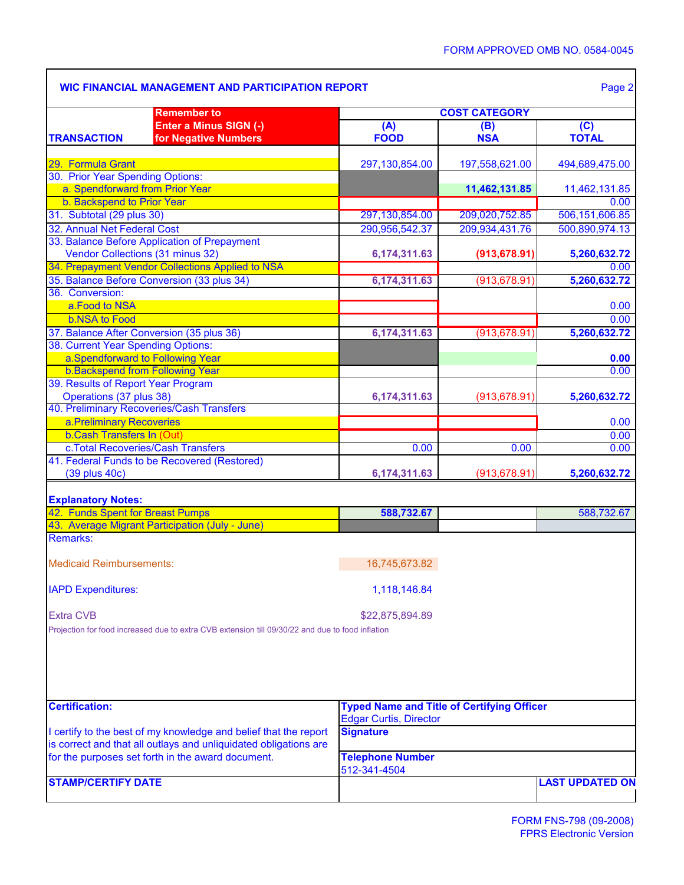FORM APPROVED OMB NO. 0584-0045

## WIC FINANCIAL MANAGEMENT AND PARTICIPATION REPORT

Page 2

| TRANSACTION | Remember to Enter a Minus SIGN (-) for Negative Numbers | COST CATEGORY (A) FOOD | (B) NSA | (C) TOTAL |
|---|---|---|---|---|
| 29. Formula Grant | | 297,130,854.00 | 197,558,621.00 | 494,689,475.00 |
| 30. Prior Year Spending Options: | | | | |
| a. Spendforward from Prior Year | | | 11,462,131.85 | 11,462,131.85 |
| b. Backspend to Prior Year | | | | 0.00 |
| 31. Subtotal (29 plus 30) | | 297,130,854.00 | 209,020,752.85 | 506,151,606.85 |
| 32. Annual Net Federal Cost | | 290,956,542.37 | 209,934,431.76 | 500,890,974.13 |
| 33. Balance Before Application of Prepayment Vendor Collections (31 minus 32) | | 6,174,311.63 | (913,678.91) | 5,260,632.72 |
| 34. Prepayment Vendor Collections Applied to NSA | | | | 0.00 |
| 35. Balance Before Conversion (33 plus 34) | | 6,174,311.63 | (913,678.91) | 5,260,632.72 |
| 36. Conversion: | | | | |
| a.Food to NSA | | | | 0.00 |
| b.NSA to Food | | | | 0.00 |
| 37. Balance After Conversion (35 plus 36) | | 6,174,311.63 | (913,678.91) | 5,260,632.72 |
| 38. Current Year Spending Options: | | | | |
| a.Spendforward to Following Year | | | | 0.00 |
| b.Backspend from Following Year | | | | 0.00 |
| 39. Results of Report Year Program Operations (37 plus 38) | | 6,174,311.63 | (913,678.91) | 5,260,632.72 |
| 40. Preliminary Recoveries/Cash Transfers | | | | |
| a.Preliminary Recoveries | | | | 0.00 |
| b.Cash Transfers In (Out) | | | | 0.00 |
| c.Total Recoveries/Cash Transfers | | 0.00 | 0.00 | 0.00 |
| 41. Federal Funds to be Recovered (Restored) (39 plus 40c) | | 6,174,311.63 | (913,678.91) | 5,260,632.72 |

**Explanatory Notes:**

| | | | |
|---|---|---|---|
| 42. Funds Spent for Breast Pumps | 588,732.67 | | 588,732.67 |
| 43. Average Migrant Participation (July - June) | | | |

Remarks:

Medicaid Reimbursements: 16,745,673.82

IAPD Expenditures: 1,118,146.84

Extra CVB $22,875,894.89

Projection for food increased due to extra CVB extension till 09/30/22 and due to food inflation

| | |
|---|---|
| **Certification:** I certify to the best of my knowledge and belief that the report is correct and that all outlays and unliquidated obligations are for the purposes set forth in the award document. | **Typed Name and Title of Certifying Officer** Edgar Curtis, Director |
| | **Signature** |
| | **Telephone Number** 512-341-4504 |
| **STAMP/CERTIFY DATE** | **LAST UPDATED ON** |

FORM FNS-798 (09-2008)
FPRS Electronic Version